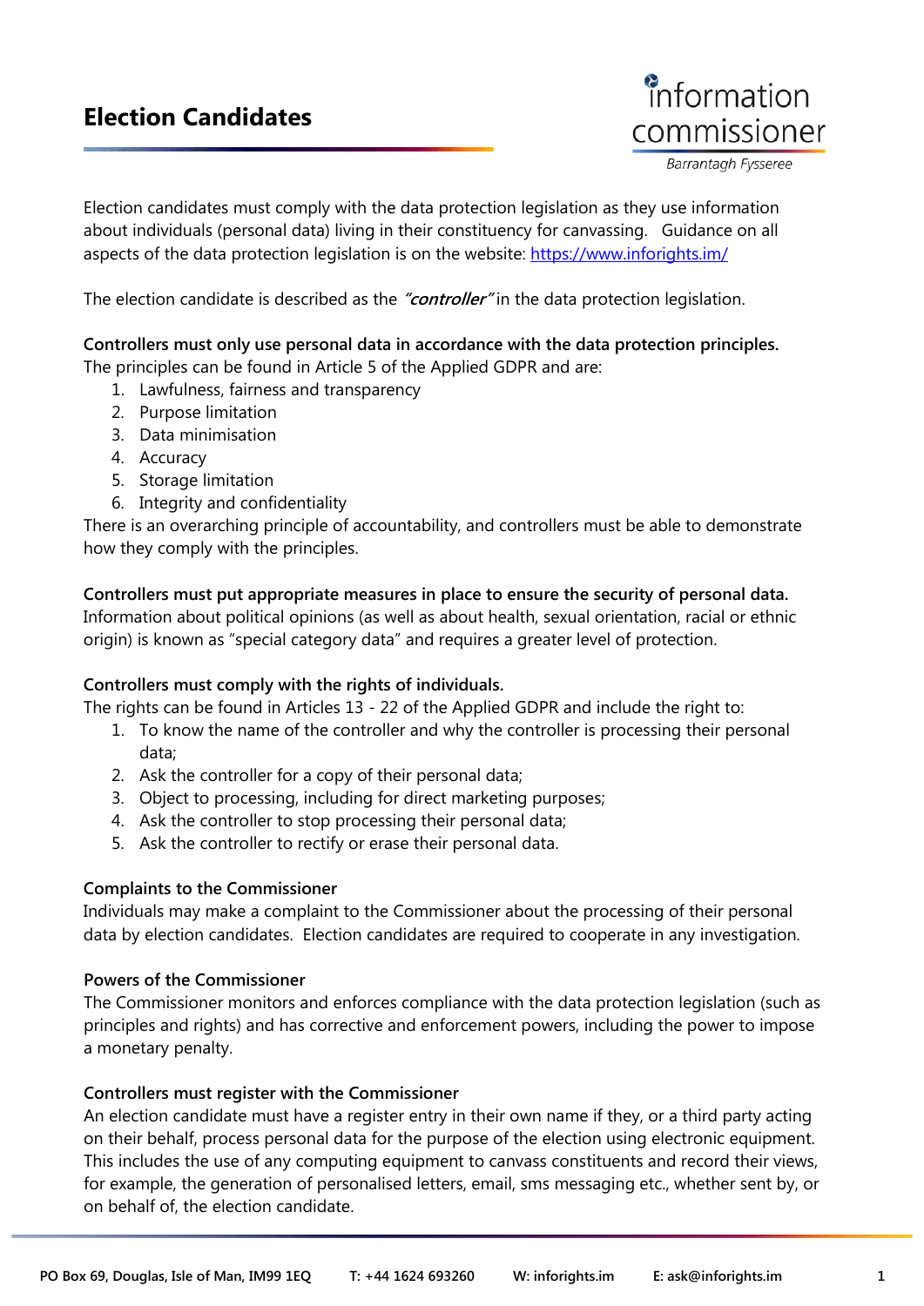# Election Candidates

information commissioner
Barrantagh Fysseree

Election candidates must comply with the data protection legislation as they use information about individuals (personal data) living in their constituency for canvassing. Guidance on all aspects of the data protection legislation is on the website: [https://www.inforights.im/](https://www.inforights.im/)

The election candidate is described as the ***"controller"*** in the data protection legislation.

**Controllers must only use personal data in accordance with the data protection principles.**
The principles can be found in Article 5 of the Applied GDPR and are:

1. Lawfulness, fairness and transparency
2. Purpose limitation
3. Data minimisation
4. Accuracy
5. Storage limitation
6. Integrity and confidentiality

There is an overarching principle of accountability, and controllers must be able to demonstrate how they comply with the principles.

**Controllers must put appropriate measures in place to ensure the security of personal data.**
Information about political opinions (as well as about health, sexual orientation, racial or ethnic origin) is known as "special category data" and requires a greater level of protection.

**Controllers must comply with the rights of individuals.**
The rights can be found in Articles 13 - 22 of the Applied GDPR and include the right to:

1. To know the name of the controller and why the controller is processing their personal data;
2. Ask the controller for a copy of their personal data;
3. Object to processing, including for direct marketing purposes;
4. Ask the controller to stop processing their personal data;
5. Ask the controller to rectify or erase their personal data.

**Complaints to the Commissioner**
Individuals may make a complaint to the Commissioner about the processing of their personal data by election candidates. Election candidates are required to cooperate in any investigation.

**Powers of the Commissioner**
The Commissioner monitors and enforces compliance with the data protection legislation (such as principles and rights) and has corrective and enforcement powers, including the power to impose a monetary penalty.

**Controllers must register with the Commissioner**
An election candidate must have a register entry in their own name if they, or a third party acting on their behalf, process personal data for the purpose of the election using electronic equipment. This includes the use of any computing equipment to canvass constituents and record their views, for example, the generation of personalised letters, email, sms messaging etc., whether sent by, or on behalf of, the election candidate.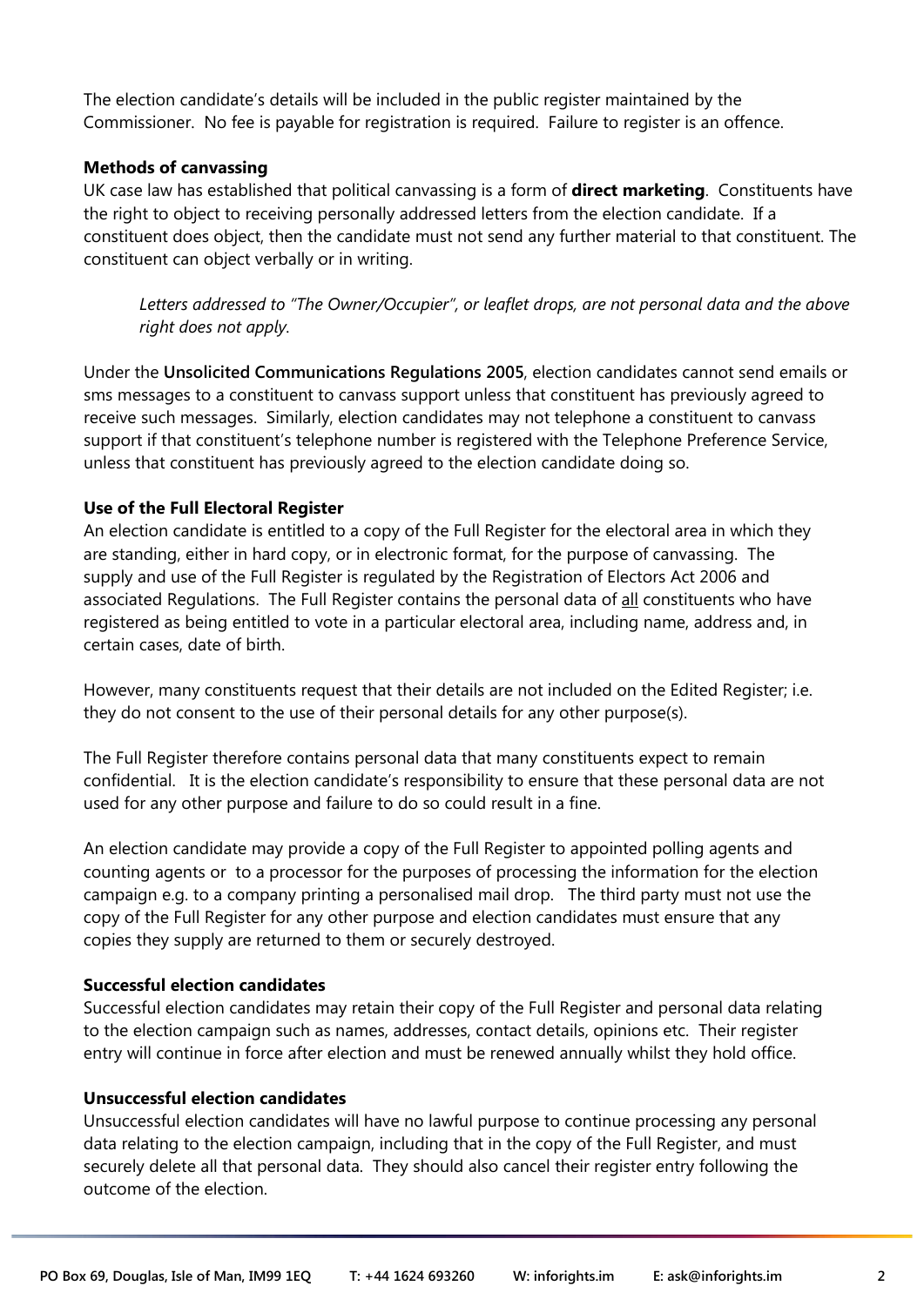The election candidate's details will be included in the public register maintained by the Commissioner. No fee is payable for registration is required. Failure to register is an offence.

**Methods of canvassing**

UK case law has established that political canvassing is a form of **direct marketing**. Constituents have the right to object to receiving personally addressed letters from the election candidate. If a constituent does object, then the candidate must not send any further material to that constituent. The constituent can object verbally or in writing.

> *Letters addressed to "The Owner/Occupier", or leaflet drops, are not personal data and the above right does not apply.*

Under the **Unsolicited Communications Regulations 2005**, election candidates cannot send emails or sms messages to a constituent to canvass support unless that constituent has previously agreed to receive such messages. Similarly, election candidates may not telephone a constituent to canvass support if that constituent's telephone number is registered with the Telephone Preference Service, unless that constituent has previously agreed to the election candidate doing so.

**Use of the Full Electoral Register**

An election candidate is entitled to a copy of the Full Register for the electoral area in which they are standing, either in hard copy, or in electronic format, for the purpose of canvassing. The supply and use of the Full Register is regulated by the Registration of Electors Act 2006 and associated Regulations. The Full Register contains the personal data of <u>all</u> constituents who have registered as being entitled to vote in a particular electoral area, including name, address and, in certain cases, date of birth.

However, many constituents request that their details are not included on the Edited Register; i.e. they do not consent to the use of their personal details for any other purpose(s).

The Full Register therefore contains personal data that many constituents expect to remain confidential. It is the election candidate's responsibility to ensure that these personal data are not used for any other purpose and failure to do so could result in a fine.

An election candidate may provide a copy of the Full Register to appointed polling agents and counting agents or to a processor for the purposes of processing the information for the election campaign e.g. to a company printing a personalised mail drop. The third party must not use the copy of the Full Register for any other purpose and election candidates must ensure that any copies they supply are returned to them or securely destroyed.

**Successful election candidates**

Successful election candidates may retain their copy of the Full Register and personal data relating to the election campaign such as names, addresses, contact details, opinions etc. Their register entry will continue in force after election and must be renewed annually whilst they hold office.

**Unsuccessful election candidates**

Unsuccessful election candidates will have no lawful purpose to continue processing any personal data relating to the election campaign, including that in the copy of the Full Register, and must securely delete all that personal data. They should also cancel their register entry following the outcome of the election.